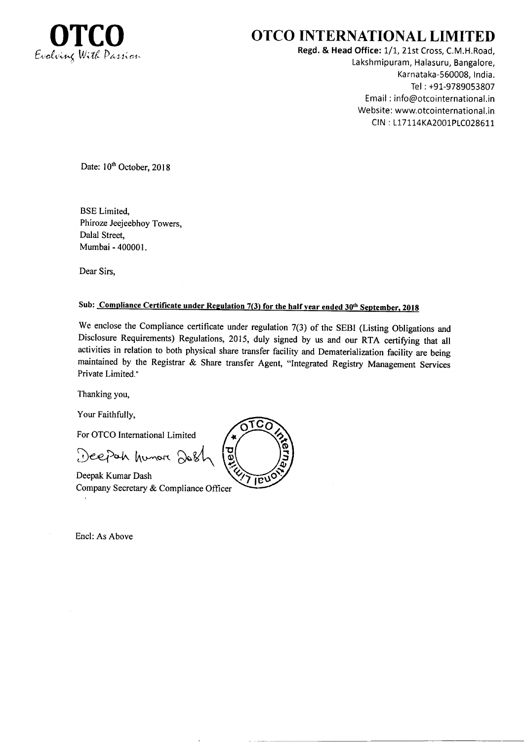**OTCO**
*Evolving With Passion*

# OTCO INTERNATIONAL LIMITED

**Regd. & Head Office:** 1/1, 21st Cross, C.M.H.Road,
Lakshmipuram, Halasuru, Bangalore,
Karnataka-560008, India.
Tel : +91-9789053807
Email : info@otcointernational.in
Website: www.otcointernational.in
CIN : L17114KA2001PLC028611

Date: 10th October, 2018

BSE Limited,
Phiroze Jeejeebhoy Towers,
Dalal Street,
Mumbai - 400001.

Dear Sirs,

**Sub: Compliance Certificate under Regulation 7(3) for the half year ended 30th September, 2018**

We enclose the Compliance certificate under regulation 7(3) of the SEBI (Listing Obligations and Disclosure Requirements) Regulations, 2015, duly signed by us and our RTA certifying that all activities in relation to both physical share transfer facility and Dematerialization facility are being maintained by the Registrar & Share transfer Agent, "Integrated Registry Management Services Private Limited."

Thanking you,

Your Faithfully,

For OTCO International Limited

Deepak Kumar Dash

Deepak Kumar Dash
Company Secretary & Compliance Officer

Encl: As Above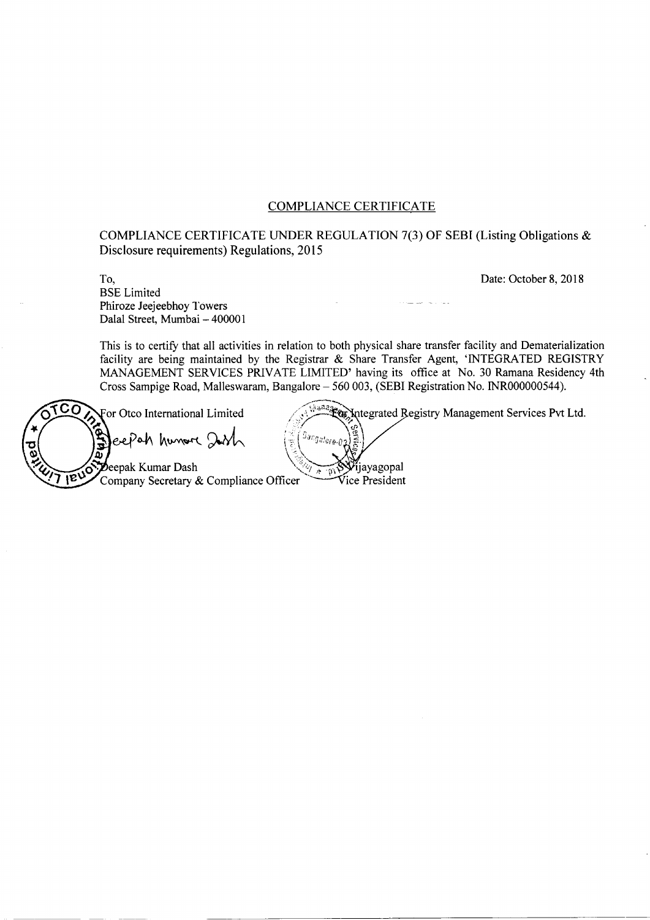# COMPLIANCE CERTIFICATE

COMPLIANCE CERTIFICATE UNDER REGULATION 7(3) OF SEBI (Listing Obligations & Disclosure requirements) Regulations, 2015

To,
BSE Limited
Phiroze Jeejeebhoy Towers
Dalal Street, Mumbai – 400001

Date: October 8, 2018

This is to certify that all activities in relation to both physical share transfer facility and Dematerialization facility are being maintained by the Registrar & Share Transfer Agent, 'INTEGRATED REGISTRY MANAGEMENT SERVICES PRIVATE LIMITED' having its office at No. 30 Ramana Residency 4th Cross Sampige Road, Malleswaram, Bangalore – 560 003, (SEBI Registration No. INR000000544).

For Otco International Limited

Deepak Kumar Dash
Company Secretary & Compliance Officer

For Integrated Registry Management Services Pvt Ltd.

Vijayagopal
Vice President